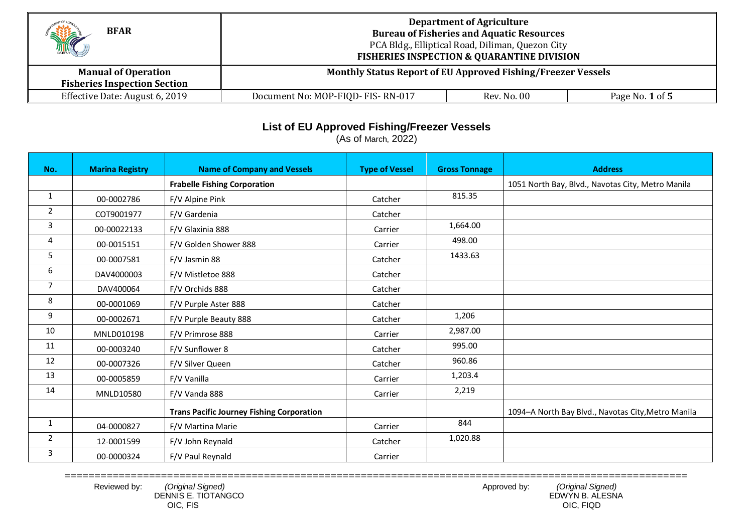| BFAR | Department of Agriculture<br>Bureau of Fisheries and Aquatic Resources<br>PCA Bldg., Elliptical Road, Diliman, Quezon City<br>FISHERIES INSPECTION & QUARANTINE DIVISION | | |
|---|---|---|---|
| **Manual of Operation**<br>**Fisheries Inspection Section** | **Monthly Status Report of EU Approved Fishing/Freezer Vessels** | | |
| Effective Date: August 6, 2019 | Document No: MOP-FIQD- FIS- RN-017 | Rev. No. 00 | Page No. 1 of 5 |

## List of EU Approved Fishing/Freezer Vessels

(As of March, 2022)

| No. | Marina Registry | Name of Company and Vessels | Type of Vessel | Gross Tonnage | Address |
|---|---|---|---|---|---|
| | | **Frabelle Fishing Corporation** | | | 1051 North Bay, Blvd., Navotas City, Metro Manila |
| 1 | 00-0002786 | F/V Alpine Pink | Catcher | 815.35 | |
| 2 | COT9001977 | F/V Gardenia | Catcher | | |
| 3 | 00-00022133 | F/V Glaxinia 888 | Carrier | 1,664.00 | |
| 4 | 00-0015151 | F/V Golden Shower 888 | Carrier | 498.00 | |
| 5 | 00-0007581 | F/V Jasmin 88 | Catcher | 1433.63 | |
| 6 | DAV4000003 | F/V Mistletoe 888 | Catcher | | |
| 7 | DAV400064 | F/V Orchids 888 | Catcher | | |
| 8 | 00-0001069 | F/V Purple Aster 888 | Catcher | | |
| 9 | 00-0002671 | F/V Purple Beauty 888 | Catcher | 1,206 | |
| 10 | MNLD010198 | F/V Primrose 888 | Carrier | 2,987.00 | |
| 11 | 00-0003240 | F/V Sunflower 8 | Catcher | 995.00 | |
| 12 | 00-0007326 | F/V Silver Queen | Catcher | 960.86 | |
| 13 | 00-0005859 | F/V Vanilla | Carrier | 1,203.4 | |
| 14 | MNLD10580 | F/V Vanda 888 | Carrier | 2,219 | |
| | | **Trans Pacific Journey Fishing Corporation** | | | 1094–A North Bay Blvd., Navotas City,Metro Manila |
| 1 | 04-0000827 | F/V Martina Marie | Carrier | 844 | |
| 2 | 12-0001599 | F/V John Reynald | Catcher | 1,020.88 | |
| 3 | 00-0000324 | F/V Paul Reynald | Carrier | | |

Reviewed by: *(Original Signed)*
DENNIS E. TIOTANGCO
OIC, FIS

Approved by: *(Original Signed)*
EDWYN B. ALESNA
OIC, FIQD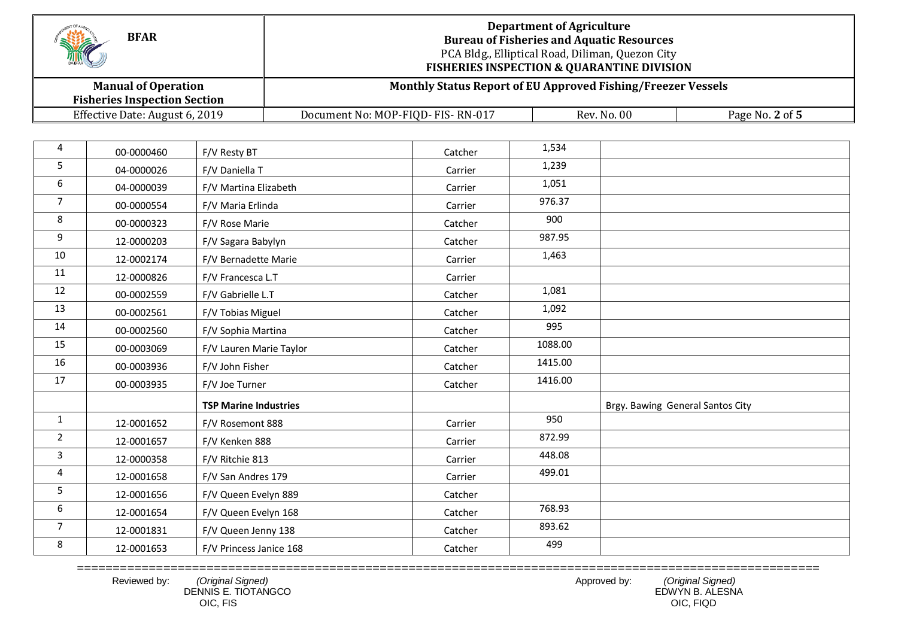| | | | | | |
|---|---|---|---|---|---|
| 4 | 00-0000460 | F/V Resty BT | Catcher | 1,534 | |
| 5 | 04-0000026 | F/V Daniella T | Carrier | 1,239 | |
| 6 | 04-0000039 | F/V Martina Elizabeth | Carrier | 1,051 | |
| 7 | 00-0000554 | F/V Maria Erlinda | Carrier | 976.37 | |
| 8 | 00-0000323 | F/V Rose Marie | Catcher | 900 | |
| 9 | 12-0000203 | F/V Sagara Babylyn | Catcher | 987.95 | |
| 10 | 12-0002174 | F/V Bernadette Marie | Carrier | 1,463 | |
| 11 | 12-0000826 | F/V Francesca L.T | Carrier | | |
| 12 | 00-0002559 | F/V Gabrielle L.T | Catcher | 1,081 | |
| 13 | 00-0002561 | F/V Tobias Miguel | Catcher | 1,092 | |
| 14 | 00-0002560 | F/V Sophia Martina | Catcher | 995 | |
| 15 | 00-0003069 | F/V Lauren Marie Taylor | Catcher | 1088.00 | |
| 16 | 00-0003936 | F/V John Fisher | Catcher | 1415.00 | |
| 17 | 00-0003935 | F/V Joe Turner | Catcher | 1416.00 | |
| | | **TSP Marine Industries** | | | Brgy. Bawing General Santos City |
| 1 | 12-0001652 | F/V Rosemont 888 | Carrier | 950 | |
| 2 | 12-0001657 | F/V Kenken 888 | Carrier | 872.99 | |
| 3 | 12-0000358 | F/V Ritchie 813 | Carrier | 448.08 | |
| 4 | 12-0001658 | F/V San Andres 179 | Carrier | 499.01 | |
| 5 | 12-0001656 | F/V Queen Evelyn 889 | Catcher | | |
| 6 | 12-0001654 | F/V Queen Evelyn 168 | Catcher | 768.93 | |
| 7 | 12-0001831 | F/V Queen Jenny 138 | Catcher | 893.62 | |
| 8 | 12-0001653 | F/V Princess Janice 168 | Catcher | 499 | |

Reviewed by: *(Original Signed)*
DENNIS E. TIOTANGCO
OIC, FIS

Approved by: *(Original Signed)*
EDWYN B. ALESNA
OIC, FIQD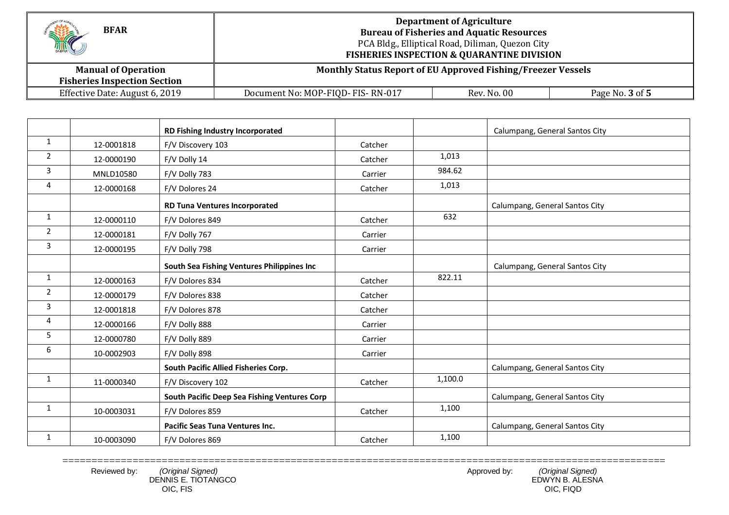| | | | | | |
|---|---|---|---|---|---|
| | | **RD Fishing Industry Incorporated** | | | Calumpang, General Santos City |
| 1 | 12-0001818 | F/V Discovery 103 | Catcher | | |
| 2 | 12-0000190 | F/V Dolly 14 | Catcher | 1,013 | |
| 3 | MNLD10580 | F/V Dolly 783 | Carrier | 984.62 | |
| 4 | 12-0000168 | F/V Dolores 24 | Catcher | 1,013 | |
| | | **RD Tuna Ventures Incorporated** | | | Calumpang, General Santos City |
| 1 | 12-0000110 | F/V Dolores 849 | Catcher | 632 | |
| 2 | 12-0000181 | F/V Dolly 767 | Carrier | | |
| 3 | 12-0000195 | F/V Dolly 798 | Carrier | | |
| | | **South Sea Fishing Ventures Philippines Inc** | | | Calumpang, General Santos City |
| 1 | 12-0000163 | F/V Dolores 834 | Catcher | 822.11 | |
| 2 | 12-0000179 | F/V Dolores 838 | Catcher | | |
| 3 | 12-0001818 | F/V Dolores 878 | Catcher | | |
| 4 | 12-0000166 | F/V Dolly 888 | Carrier | | |
| 5 | 12-0000780 | F/V Dolly 889 | Carrier | | |
| 6 | 10-0002903 | F/V Dolly 898 | Carrier | | |
| | | **South Pacific Allied Fisheries Corp.** | | | Calumpang, General Santos City |
| 1 | 11-0000340 | F/V Discovery 102 | Catcher | 1,100.0 | |
| | | **South Pacific Deep Sea Fishing Ventures Corp** | | | Calumpang, General Santos City |
| 1 | 10-0003031 | F/V Dolores 859 | Catcher | 1,100 | |
| | | **Pacific Seas Tuna Ventures Inc.** | | | Calumpang, General Santos City |
| 1 | 10-0003090 | F/V Dolores 869 | Catcher | 1,100 | |

Reviewed by: *(Original Signed)*
DENNIS E. TIOTANGCO
OIC, FIS

Approved by: *(Original Signed)*
EDWYN B. ALESNA
OIC, FIQD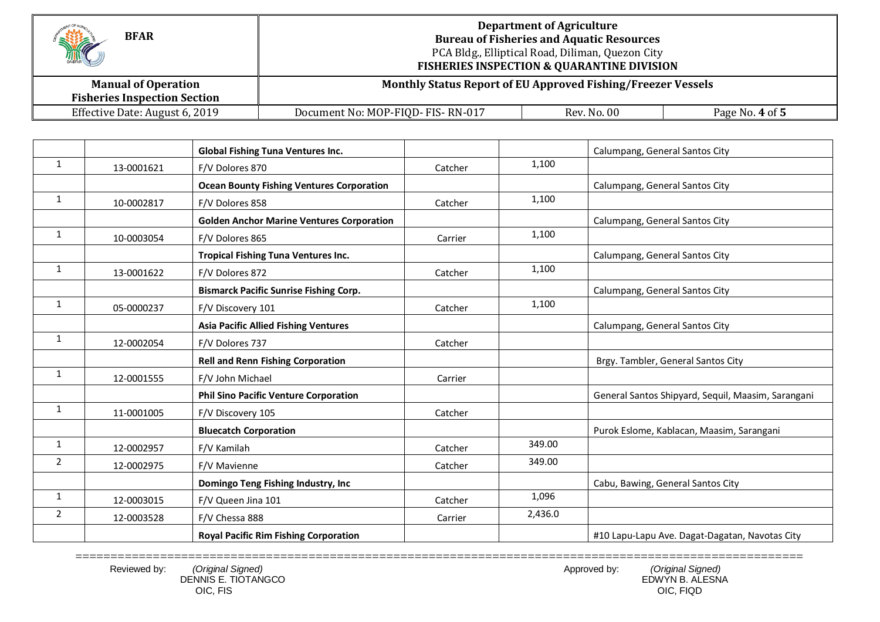| | | | | | |
|---|---|---|---|---|---|
| | | **Global Fishing Tuna Ventures Inc.** | | | Calumpang, General Santos City |
| 1 | 13-0001621 | F/V Dolores 870 | Catcher | 1,100 | |
| | | **Ocean Bounty Fishing Ventures Corporation** | | | Calumpang, General Santos City |
| 1 | 10-0002817 | F/V Dolores 858 | Catcher | 1,100 | |
| | | **Golden Anchor Marine Ventures Corporation** | | | Calumpang, General Santos City |
| 1 | 10-0003054 | F/V Dolores 865 | Carrier | 1,100 | |
| | | **Tropical Fishing Tuna Ventures Inc.** | | | Calumpang, General Santos City |
| 1 | 13-0001622 | F/V Dolores 872 | Catcher | 1,100 | |
| | | **Bismarck Pacific Sunrise Fishing Corp.** | | | Calumpang, General Santos City |
| 1 | 05-0000237 | F/V Discovery 101 | Catcher | 1,100 | |
| | | **Asia Pacific Allied Fishing Ventures** | | | Calumpang, General Santos City |
| 1 | 12-0002054 | F/V Dolores 737 | Catcher | | |
| | | **Rell and Renn Fishing Corporation** | | | Brgy. Tambler, General Santos City |
| 1 | 12-0001555 | F/V John Michael | Carrier | | |
| | | **Phil Sino Pacific Venture Corporation** | | | General Santos Shipyard, Sequil, Maasim, Sarangani |
| 1 | 11-0001005 | F/V Discovery 105 | Catcher | | |
| | | **Bluecatch Corporation** | | | Purok Eslome, Kablacan, Maasim, Sarangani |
| 1 | 12-0002957 | F/V Kamilah | Catcher | 349.00 | |
| 2 | 12-0002975 | F/V Mavienne | Catcher | 349.00 | |
| | | **Domingo Teng Fishing Industry, Inc** | | | Cabu, Bawing, General Santos City |
| 1 | 12-0003015 | F/V Queen Jina 101 | Catcher | 1,096 | |
| 2 | 12-0003528 | F/V Chessa 888 | Carrier | 2,436.0 | |
| | | **Royal Pacific Rim Fishing Corporation** | | | #10 Lapu-Lapu Ave. Dagat-Dagatan, Navotas City |

Reviewed by: *(Original Signed)*
DENNIS E. TIOTANGCO
OIC, FIS

Approved by: *(Original Signed)*
EDWYN B. ALESNA
OIC, FIQD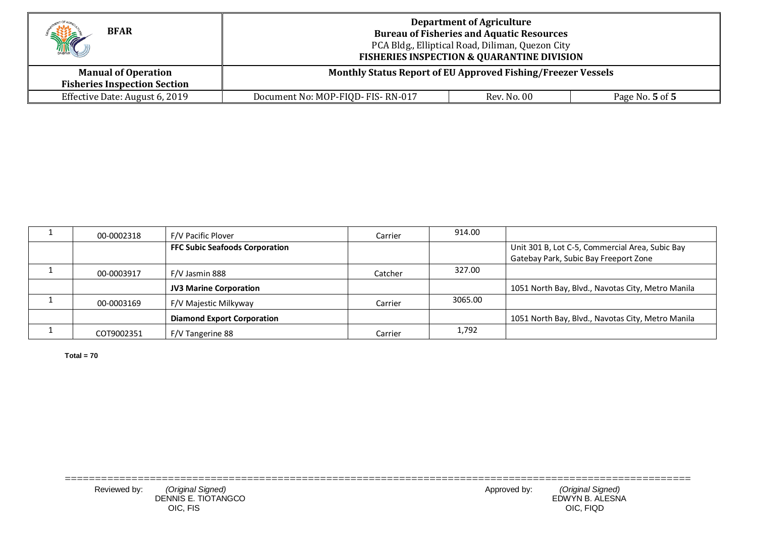| | | | | | |
|---|---|---|---|---|---|
| 1 | 00-0002318 | F/V Pacific Plover | Carrier | 914.00 | |
| | | **FFC Subic Seafoods Corporation** | | | Unit 301 B, Lot C-5, Commercial Area, Subic Bay Gatebay Park, Subic Bay Freeport Zone |
| 1 | 00-0003917 | F/V Jasmin 888 | Catcher | 327.00 | |
| | | **JV3 Marine Corporation** | | | 1051 North Bay, Blvd., Navotas City, Metro Manila |
| 1 | 00-0003169 | F/V Majestic Milkyway | Carrier | 3065.00 | |
| | | **Diamond Export Corporation** | | | 1051 North Bay, Blvd., Navotas City, Metro Manila |
| 1 | COT9002351 | F/V Tangerine 88 | Carrier | 1,792 | |

**Total = 70**

Reviewed by: *(Original Signed)*
DENNIS E. TIOTANGCO
OIC, FIS

Approved by: *(Original Signed)*
EDWYN B. ALESNA
OIC, FIQD